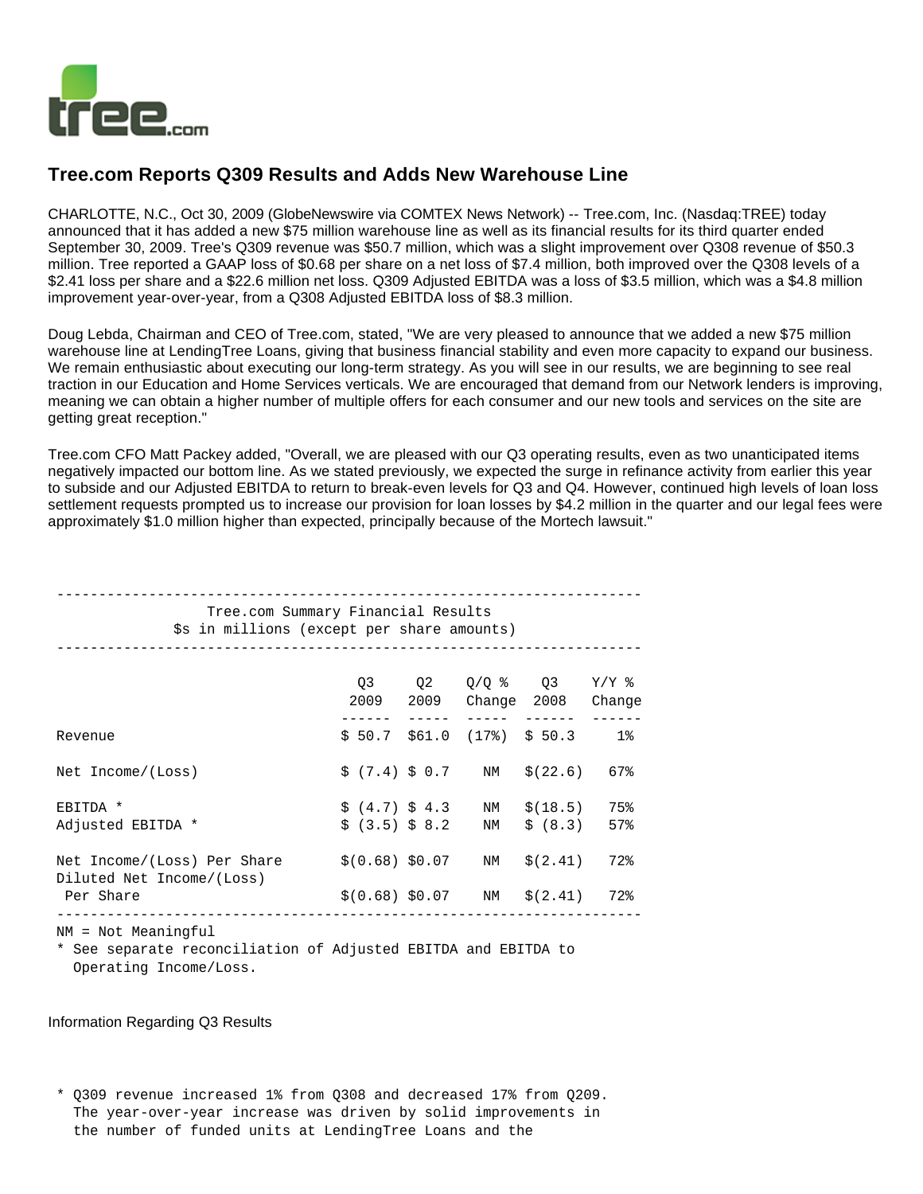# Tree.com Reports Q309 Results and Adds New Warehouse Line

CHARLOTTE, N.C., Oct 30, 2009 (GlobeNewswire via COMTEX News Network) -- Tree.com, Inc. (Nasdaq:TREE) today announced that it has added a new $75 million warehouse line as well as its financial results for its third quarter ended September 30, 2009. Tree's Q309 revenue was $50.7 million, which was a slight improvement over Q308 revenue of $50.3 million. Tree reported a GAAP loss of $0.68 per share on a net loss of $7.4 million, both improved over the Q308 levels of a $2.41 loss per share and a $22.6 million net loss. Q309 Adjusted EBITDA was a loss of $3.5 million, which was a $4.8 million improvement year-over-year, from a Q308 Adjusted EBITDA loss of $8.3 million.

Doug Lebda, Chairman and CEO of Tree.com, stated, "We are very pleased to announce that we added a new $75 million warehouse line at LendingTree Loans, giving that business financial stability and even more capacity to expand our business. We remain enthusiastic about executing our long-term strategy. As you will see in our results, we are beginning to see real traction in our Education and Home Services verticals. We are encouraged that demand from our Network lenders is improving, meaning we can obtain a higher number of multiple offers for each consumer and our new tools and services on the site are getting great reception."

Tree.com CFO Matt Packey added, "Overall, we are pleased with our Q3 operating results, even as two unanticipated items negatively impacted our bottom line. As we stated previously, we expected the surge in refinance activity from earlier this year to subside and our Adjusted EBITDA to return to break-even levels for Q3 and Q4. However, continued high levels of loan loss settlement requests prompted us to increase our provision for loan losses by $4.2 million in the quarter and our legal fees were approximately $1.0 million higher than expected, principally because of the Mortech lawsuit."

**Tree.com Summary Financial Results**
**$s in millions (except per share amounts)**

| | Q3 2009 | Q2 2009 | Q/Q % Change | Q3 2008 | Y/Y % Change |
|---|---|---|---|---|---|
| Revenue | $ 50.7 | $61.0 | (17%) | $ 50.3 | 1% |
| Net Income/(Loss) | $ (7.4) | $ 0.7 | NM | $(22.6) | 67% |
| EBITDA * | $ (4.7) | $ 4.3 | NM | $(18.5) | 75% |
| Adjusted EBITDA * | $ (3.5) | $ 8.2 | NM | $ (8.3) | 57% |
| Net Income/(Loss) Per Share | $(0.68) | $0.07 | NM | $(2.41) | 72% |
| Diluted Net Income/(Loss) Per Share | $(0.68) | $0.07 | NM | $(2.41) | 72% |

NM = Not Meaningful

\* See separate reconciliation of Adjusted EBITDA and EBITDA to Operating Income/Loss.

Information Regarding Q3 Results

* Q309 revenue increased 1% from Q308 and decreased 17% from Q209. The year-over-year increase was driven by solid improvements in the number of funded units at LendingTree Loans and the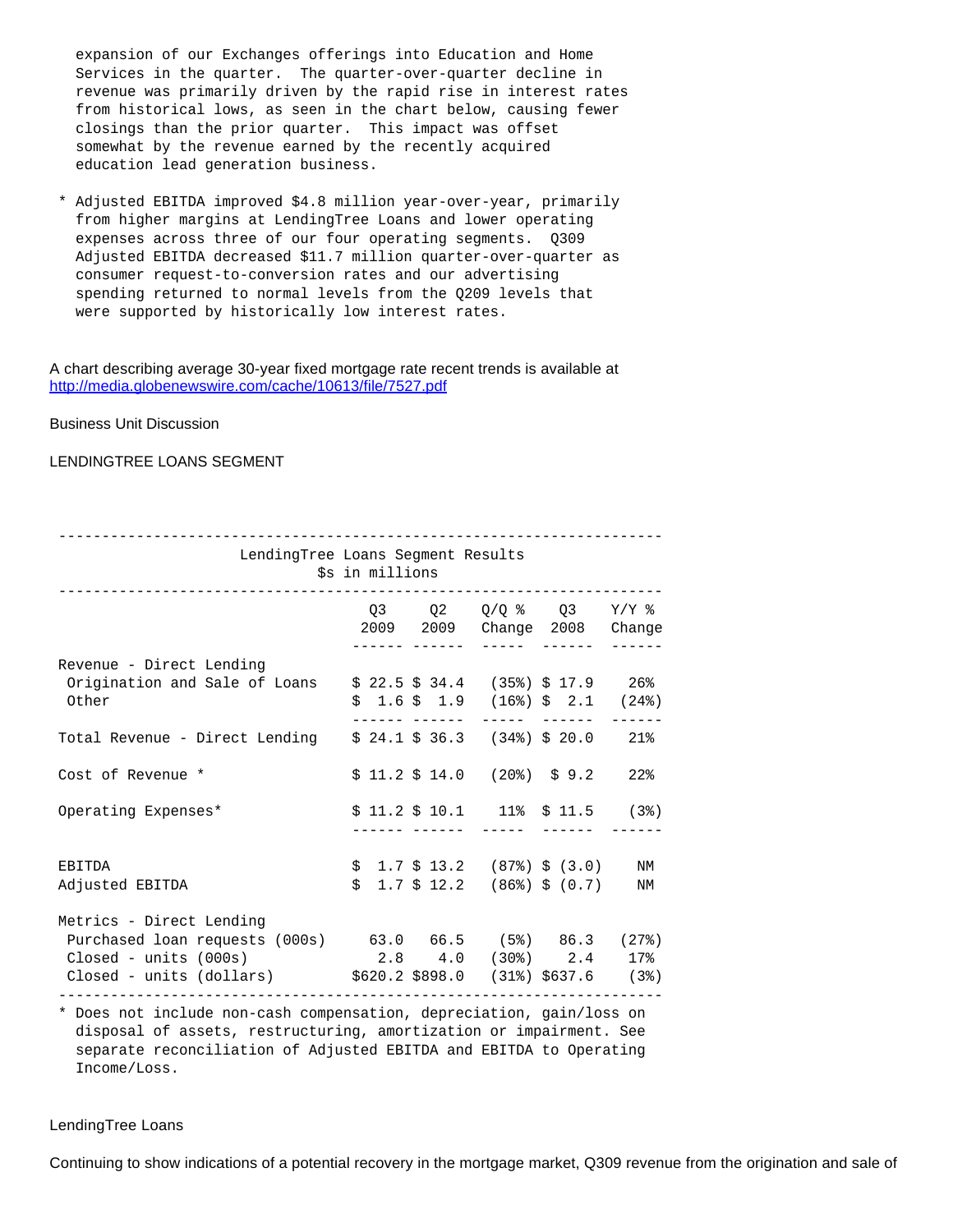expansion of our Exchanges offerings into Education and Home Services in the quarter. The quarter-over-quarter decline in revenue was primarily driven by the rapid rise in interest rates from historical lows, as seen in the chart below, causing fewer closings than the prior quarter. This impact was offset somewhat by the revenue earned by the recently acquired education lead generation business.

* Adjusted EBITDA improved $4.8 million year-over-year, primarily from higher margins at LendingTree Loans and lower operating expenses across three of our four operating segments. Q309 Adjusted EBITDA decreased $11.7 million quarter-over-quarter as consumer request-to-conversion rates and our advertising spending returned to normal levels from the Q209 levels that were supported by historically low interest rates.

A chart describing average 30-year fixed mortgage rate recent trends is available at http://media.globenewswire.com/cache/10613/file/7527.pdf

Business Unit Discussion

LENDINGTREE LOANS SEGMENT

LendingTree Loans Segment Results
$s in millions

| | Q3 2009 | Q2 2009 | Q/Q % Change | Q3 2008 | Y/Y % Change |
|---|---|---|---|---|---|
| Revenue - Direct Lending | | | | | |
| Origination and Sale of Loans | $ 22.5 | $ 34.4 | (35%) | $ 17.9 | 26% |
| Other | $ 1.6 | $ 1.9 | (16%) | $ 2.1 | (24%) |
| Total Revenue - Direct Lending | $ 24.1 | $ 36.3 | (34%) | $ 20.0 | 21% |
| Cost of Revenue * | $ 11.2 | $ 14.0 | (20%) | $ 9.2 | 22% |
| Operating Expenses* | $ 11.2 | $ 10.1 | 11% | $ 11.5 | (3%) |
| EBITDA | $ 1.7 | $ 13.2 | (87%) | $ (3.0) | NM |
| Adjusted EBITDA | $ 1.7 | $ 12.2 | (86%) | $ (0.7) | NM |
| Metrics - Direct Lending | | | | | |
| Purchased loan requests (000s) | 63.0 | 66.5 | (5%) | 86.3 | (27%) |
| Closed - units (000s) | 2.8 | 4.0 | (30%) | 2.4 | 17% |
| Closed - units (dollars) | $620.2 | $898.0 | (31%) | $637.6 | (3%) |

* Does not include non-cash compensation, depreciation, gain/loss on disposal of assets, restructuring, amortization or impairment. See separate reconciliation of Adjusted EBITDA and EBITDA to Operating Income/Loss.

LendingTree Loans

Continuing to show indications of a potential recovery in the mortgage market, Q309 revenue from the origination and sale of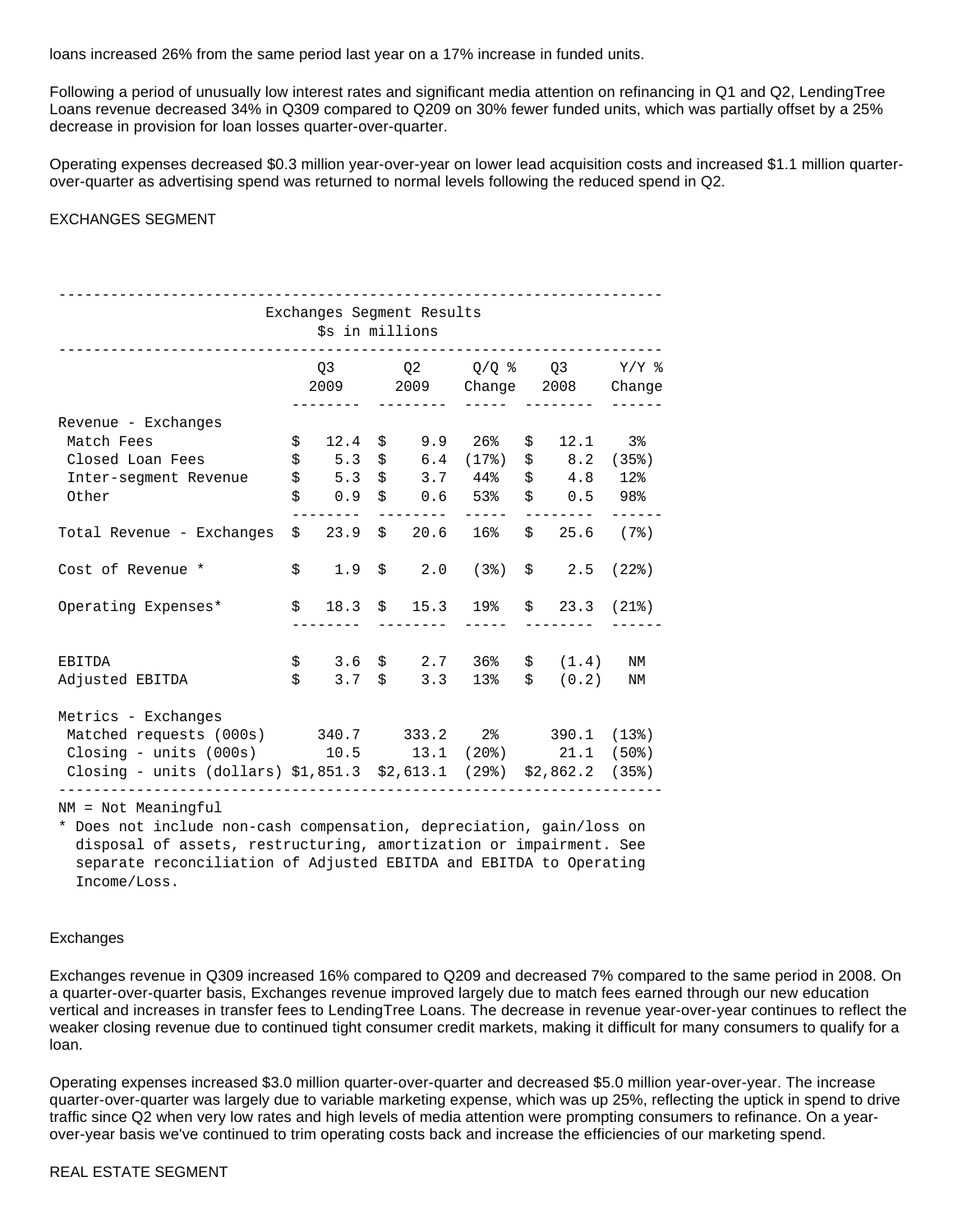loans increased 26% from the same period last year on a 17% increase in funded units.

Following a period of unusually low interest rates and significant media attention on refinancing in Q1 and Q2, LendingTree Loans revenue decreased 34% in Q309 compared to Q209 on 30% fewer funded units, which was partially offset by a 25% decrease in provision for loan losses quarter-over-quarter.

Operating expenses decreased $0.3 million year-over-year on lower lead acquisition costs and increased $1.1 million quarter-over-quarter as advertising spend was returned to normal levels following the reduced spend in Q2.

EXCHANGES SEGMENT

Exchanges Segment Results
$s in millions

| | Q3 2009 | Q2 2009 | Q/Q % Change | Q3 2008 | Y/Y % Change |
|---|---|---|---|---|---|
| Revenue - Exchanges | | | | | |
| Match Fees | $ 12.4 | $ 9.9 | 26% | $ 12.1 | 3% |
| Closed Loan Fees | $ 5.3 | $ 6.4 | (17%) | $ 8.2 | (35%) |
| Inter-segment Revenue | $ 5.3 | $ 3.7 | 44% | $ 4.8 | 12% |
| Other | $ 0.9 | $ 0.6 | 53% | $ 0.5 | 98% |
| Total Revenue - Exchanges | $ 23.9 | $ 20.6 | 16% | $ 25.6 | (7%) |
| Cost of Revenue * | $ 1.9 | $ 2.0 | (3%) | $ 2.5 | (22%) |
| Operating Expenses* | $ 18.3 | $ 15.3 | 19% | $ 23.3 | (21%) |
| EBITDA | $ 3.6 | $ 2.7 | 36% | $ (1.4) | NM |
| Adjusted EBITDA | $ 3.7 | $ 3.3 | 13% | $ (0.2) | NM |
| Metrics - Exchanges | | | | | |
| Matched requests (000s) | 340.7 | 333.2 | 2% | 390.1 | (13%) |
| Closing - units (000s) | 10.5 | 13.1 | (20%) | 21.1 | (50%) |
| Closing - units (dollars) | $1,851.3 | $2,613.1 | (29%) | $2,862.2 | (35%) |

NM = Not Meaningful

* Does not include non-cash compensation, depreciation, gain/loss on disposal of assets, restructuring, amortization or impairment. See separate reconciliation of Adjusted EBITDA and EBITDA to Operating Income/Loss.

Exchanges

Exchanges revenue in Q309 increased 16% compared to Q209 and decreased 7% compared to the same period in 2008. On a quarter-over-quarter basis, Exchanges revenue improved largely due to match fees earned through our new education vertical and increases in transfer fees to LendingTree Loans. The decrease in revenue year-over-year continues to reflect the weaker closing revenue due to continued tight consumer credit markets, making it difficult for many consumers to qualify for a loan.

Operating expenses increased $3.0 million quarter-over-quarter and decreased $5.0 million year-over-year. The increase quarter-over-quarter was largely due to variable marketing expense, which was up 25%, reflecting the uptick in spend to drive traffic since Q2 when very low rates and high levels of media attention were prompting consumers to refinance. On a year-over-year basis we've continued to trim operating costs back and increase the efficiencies of our marketing spend.

REAL ESTATE SEGMENT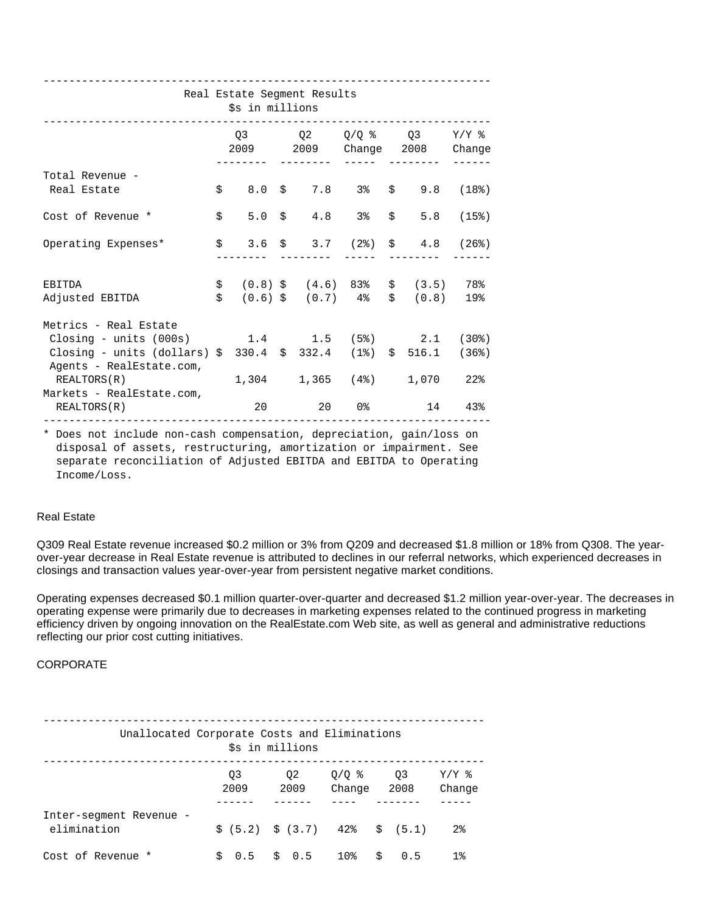Real Estate Segment Results
$s in millions

| | Q3 2009 | Q2 2009 | Q/Q % Change | Q3 2008 | Y/Y % Change |
|---|---|---|---|---|---|
| Total Revenue - Real Estate | $ 8.0 | $ 7.8 | 3% | $ 9.8 | (18%) |
| Cost of Revenue * | $ 5.0 | $ 4.8 | 3% | $ 5.8 | (15%) |
| Operating Expenses* | $ 3.6 | $ 3.7 | (2%) | $ 4.8 | (26%) |
| EBITDA | $ (0.8) | $ (4.6) | 83% | $ (3.5) | 78% |
| Adjusted EBITDA | $ (0.6) | $ (0.7) | 4% | $ (0.8) | 19% |
| Metrics - Real Estate | | | | | |
| Closing - units (000s) | 1.4 | 1.5 | (5%) | 2.1 | (30%) |
| Closing - units (dollars) | $ 330.4 | $ 332.4 | (1%) | $ 516.1 | (36%) |
| Agents - RealEstate.com, REALTORS(R) | 1,304 | 1,365 | (4%) | 1,070 | 22% |
| Markets - RealEstate.com, REALTORS(R) | 20 | 20 | 0% | 14 | 43% |

* Does not include non-cash compensation, depreciation, gain/loss on disposal of assets, restructuring, amortization or impairment. See separate reconciliation of Adjusted EBITDA and EBITDA to Operating Income/Loss.

Real Estate

Q309 Real Estate revenue increased $0.2 million or 3% from Q209 and decreased $1.8 million or 18% from Q308. The year-over-year decrease in Real Estate revenue is attributed to declines in our referral networks, which experienced decreases in closings and transaction values year-over-year from persistent negative market conditions.

Operating expenses decreased $0.1 million quarter-over-quarter and decreased $1.2 million year-over-year. The decreases in operating expense were primarily due to decreases in marketing expenses related to the continued progress in marketing efficiency driven by ongoing innovation on the RealEstate.com Web site, as well as general and administrative reductions reflecting our prior cost cutting initiatives.

CORPORATE

Unallocated Corporate Costs and Eliminations
$s in millions

| | Q3 2009 | Q2 2009 | Q/Q % Change | Q3 2008 | Y/Y % Change |
|---|---|---|---|---|---|
| Inter-segment Revenue - elimination | $ (5.2) | $ (3.7) | 42% | $ (5.1) | 2% |
| Cost of Revenue * | $ 0.5 | $ 0.5 | 10% | $ 0.5 | 1% |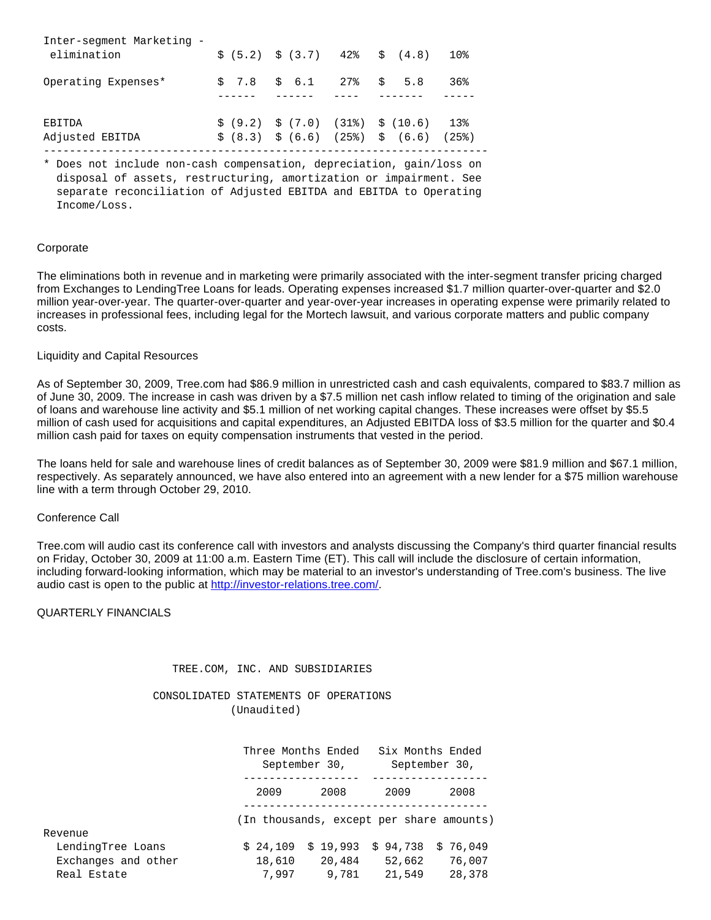| | | | | | |
|---|---|---|---|---|---|
| Inter-segment Marketing - elimination | $ (5.2) | $ (3.7) | 42% | $ (4.8) | 10% |
| Operating Expenses* | $ 7.8 | $ 6.1 | 27% | $ 5.8 | 36% |
| EBITDA | $ (9.2) | $ (7.0) | (31%) | $ (10.6) | 13% |
| Adjusted EBITDA | $ (8.3) | $ (6.6) | (25%) | $ (6.6) | (25%) |

* Does not include non-cash compensation, depreciation, gain/loss on disposal of assets, restructuring, amortization or impairment. See separate reconciliation of Adjusted EBITDA and EBITDA to Operating Income/Loss.

Corporate

The eliminations both in revenue and in marketing were primarily associated with the inter-segment transfer pricing charged from Exchanges to LendingTree Loans for leads. Operating expenses increased $1.7 million quarter-over-quarter and $2.0 million year-over-year. The quarter-over-quarter and year-over-year increases in operating expense were primarily related to increases in professional fees, including legal for the Mortech lawsuit, and various corporate matters and public company costs.

Liquidity and Capital Resources

As of September 30, 2009, Tree.com had $86.9 million in unrestricted cash and cash equivalents, compared to $83.7 million as of June 30, 2009. The increase in cash was driven by a $7.5 million net cash inflow related to timing of the origination and sale of loans and warehouse line activity and $5.1 million of net working capital changes. These increases were offset by $5.5 million of cash used for acquisitions and capital expenditures, an Adjusted EBITDA loss of $3.5 million for the quarter and $0.4 million cash paid for taxes on equity compensation instruments that vested in the period.

The loans held for sale and warehouse lines of credit balances as of September 30, 2009 were $81.9 million and $67.1 million, respectively. As separately announced, we have also entered into an agreement with a new lender for a $75 million warehouse line with a term through October 29, 2010.

Conference Call

Tree.com will audio cast its conference call with investors and analysts discussing the Company's third quarter financial results on Friday, October 30, 2009 at 11:00 a.m. Eastern Time (ET). This call will include the disclosure of certain information, including forward-looking information, which may be material to an investor's understanding of Tree.com's business. The live audio cast is open to the public at http://investor-relations.tree.com/.

QUARTERLY FINANCIALS

TREE.COM, INC. AND SUBSIDIARIES

CONSOLIDATED STATEMENTS OF OPERATIONS

(Unaudited)

| | Three Months Ended September 30, | | Six Months Ended September 30, | |
|---|---|---|---|---|
| | 2009 | 2008 | 2009 | 2008 |
| | (In thousands, except per share amounts) | | | |
| Revenue | | | | |
| LendingTree Loans | $ 24,109 | $ 19,993 | $ 94,738 | $ 76,049 |
| Exchanges and other | 18,610 | 20,484 | 52,662 | 76,007 |
| Real Estate | 7,997 | 9,781 | 21,549 | 28,378 |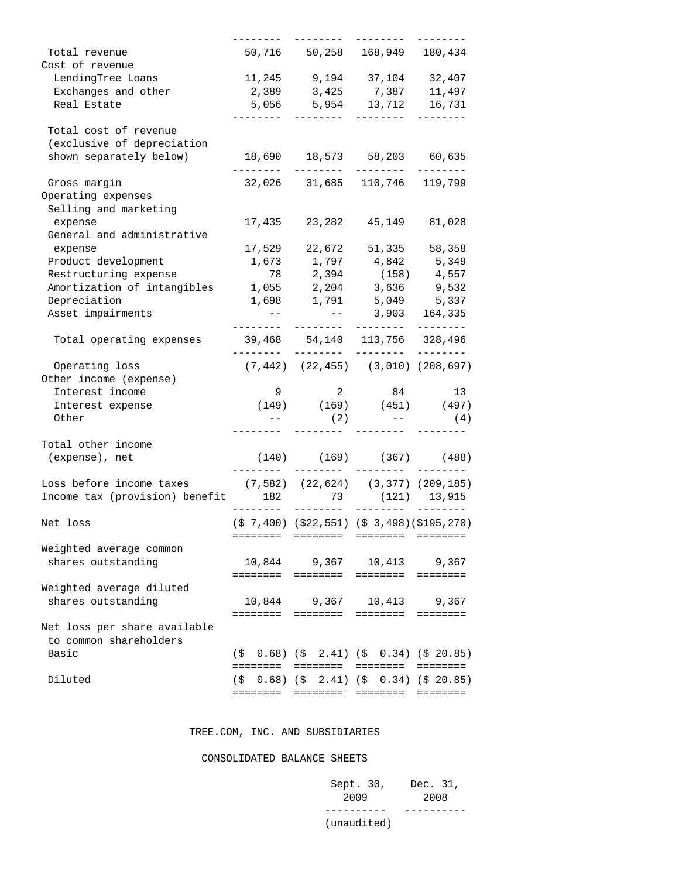| | | | | |
|---|---|---|---|---|
| Total revenue | 50,716 | 50,258 | 168,949 | 180,434 |
| Cost of revenue | | | | |
| LendingTree Loans | 11,245 | 9,194 | 37,104 | 32,407 |
| Exchanges and other | 2,389 | 3,425 | 7,387 | 11,497 |
| Real Estate | 5,056 | 5,954 | 13,712 | 16,731 |
| Total cost of revenue (exclusive of depreciation shown separately below) | 18,690 | 18,573 | 58,203 | 60,635 |
| Gross margin | 32,026 | 31,685 | 110,746 | 119,799 |
| Operating expenses | | | | |
| Selling and marketing expense | 17,435 | 23,282 | 45,149 | 81,028 |
| General and administrative expense | 17,529 | 22,672 | 51,335 | 58,358 |
| Product development | 1,673 | 1,797 | 4,842 | 5,349 |
| Restructuring expense | 78 | 2,394 | (158) | 4,557 |
| Amortization of intangibles | 1,055 | 2,204 | 3,636 | 9,532 |
| Depreciation | 1,698 | 1,791 | 5,049 | 5,337 |
| Asset impairments | -- | -- | 3,903 | 164,335 |
| Total operating expenses | 39,468 | 54,140 | 113,756 | 328,496 |
| Operating loss | (7,442) | (22,455) | (3,010) | (208,697) |
| Other income (expense) | | | | |
| Interest income | 9 | 2 | 84 | 13 |
| Interest expense | (149) | (169) | (451) | (497) |
| Other | -- | (2) | -- | (4) |
| Total other income (expense), net | (140) | (169) | (367) | (488) |
| Loss before income taxes | (7,582) | (22,624) | (3,377) | (209,185) |
| Income tax (provision) benefit | 182 | 73 | (121) | 13,915 |
| Net loss | ($ 7,400) | ($22,551) | ($ 3,498) | ($195,270) |
| Weighted average common shares outstanding | 10,844 | 9,367 | 10,413 | 9,367 |
| Weighted average diluted shares outstanding | 10,844 | 9,367 | 10,413 | 9,367 |
| Net loss per share available to common shareholders | | | | |
| Basic | ($ 0.68) | ($ 2.41) | ($ 0.34) | ($ 20.85) |
| Diluted | ($ 0.68) | ($ 2.41) | ($ 0.34) | ($ 20.85) |

TREE.COM, INC. AND SUBSIDIARIES

CONSOLIDATED BALANCE SHEETS

| | Sept. 30, 2009 | Dec. 31, 2008 |
|---|---|---|
| | (unaudited) | |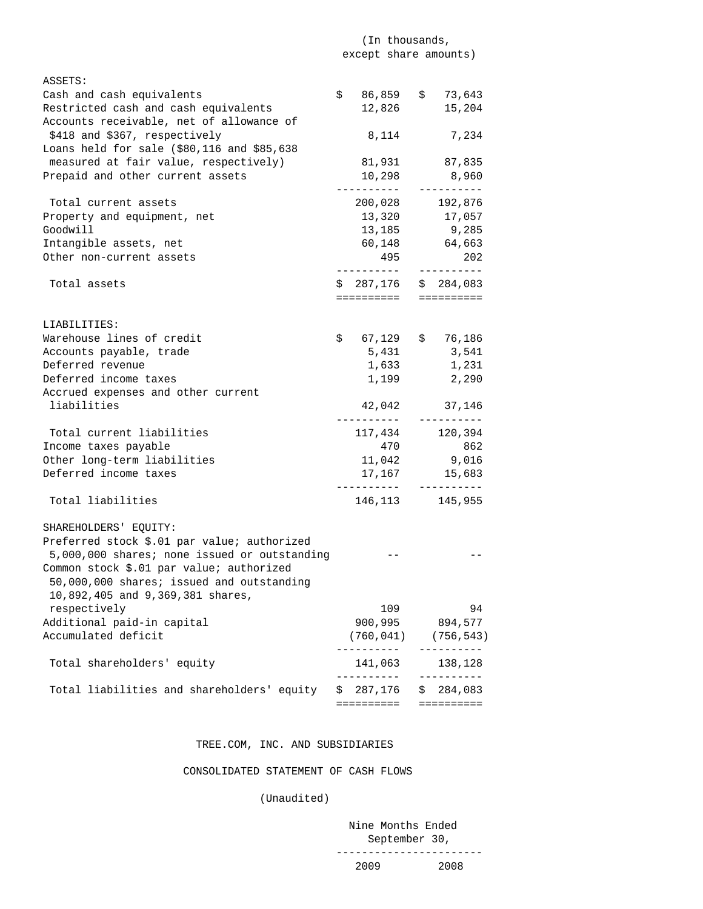| | (In thousands, except share amounts) | |
|---|---|---|
| **ASSETS:** | | |
| Cash and cash equivalents | $ 86,859 | $ 73,643 |
| Restricted cash and cash equivalents | 12,826 | 15,204 |
| Accounts receivable, net of allowance of $418 and $367, respectively | 8,114 | 7,234 |
| Loans held for sale ($80,116 and $85,638 measured at fair value, respectively) | 81,931 | 87,835 |
| Prepaid and other current assets | 10,298 | 8,960 |
| Total current assets | 200,028 | 192,876 |
| Property and equipment, net | 13,320 | 17,057 |
| Goodwill | 13,185 | 9,285 |
| Intangible assets, net | 60,148 | 64,663 |
| Other non-current assets | 495 | 202 |
| Total assets | $ 287,176 | $ 284,083 |
| **LIABILITIES:** | | |
| Warehouse lines of credit | $ 67,129 | $ 76,186 |
| Accounts payable, trade | 5,431 | 3,541 |
| Deferred revenue | 1,633 | 1,231 |
| Deferred income taxes | 1,199 | 2,290 |
| Accrued expenses and other current liabilities | 42,042 | 37,146 |
| Total current liabilities | 117,434 | 120,394 |
| Income taxes payable | 470 | 862 |
| Other long-term liabilities | 11,042 | 9,016 |
| Deferred income taxes | 17,167 | 15,683 |
| Total liabilities | 146,113 | 145,955 |
| **SHAREHOLDERS' EQUITY:** | | |
| Preferred stock $.01 par value; authorized 5,000,000 shares; none issued or outstanding | -- | -- |
| Common stock $.01 par value; authorized 50,000,000 shares; issued and outstanding 10,892,405 and 9,369,381 shares, respectively | 109 | 94 |
| Additional paid-in capital | 900,995 | 894,577 |
| Accumulated deficit | (760,041) | (756,543) |
| Total shareholders' equity | 141,063 | 138,128 |
| Total liabilities and shareholders' equity | $ 287,176 | $ 284,083 |

TREE.COM, INC. AND SUBSIDIARIES

CONSOLIDATED STATEMENT OF CASH FLOWS

(Unaudited)

| | Nine Months Ended September 30, | |
|---|---|---|
| | 2009 | 2008 |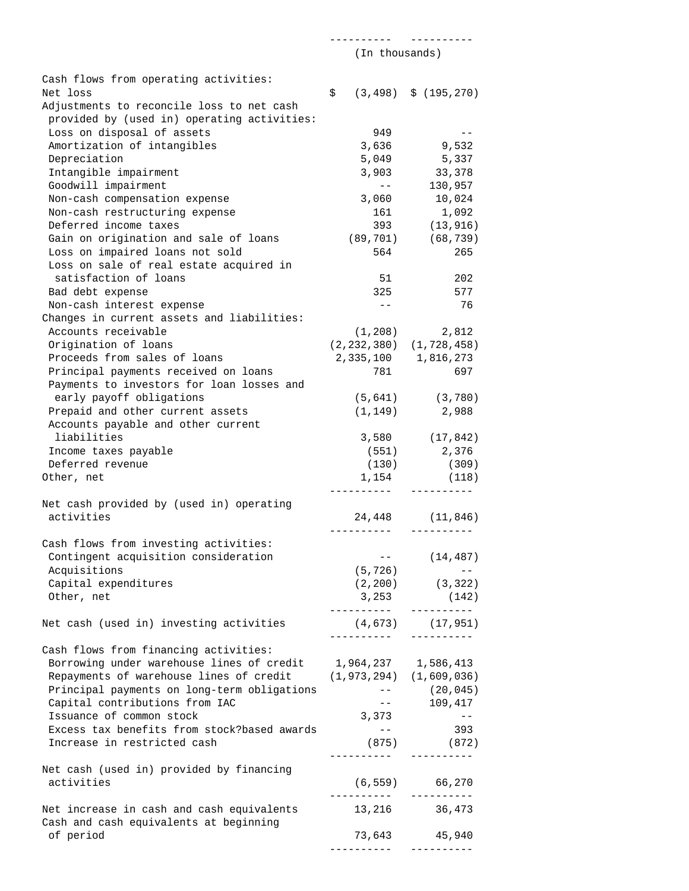| | | |
|---|---|---|
| | (In thousands) | |
| **Cash flows from operating activities:** | | |
| Net loss | $ (3,498) | $ (195,270) |
| Adjustments to reconcile loss to net cash provided by (used in) operating activities: | | |
| Loss on disposal of assets | 949 | -- |
| Amortization of intangibles | 3,636 | 9,532 |
| Depreciation | 5,049 | 5,337 |
| Intangible impairment | 3,903 | 33,378 |
| Goodwill impairment | -- | 130,957 |
| Non-cash compensation expense | 3,060 | 10,024 |
| Non-cash restructuring expense | 161 | 1,092 |
| Deferred income taxes | 393 | (13,916) |
| Gain on origination and sale of loans | (89,701) | (68,739) |
| Loss on impaired loans not sold | 564 | 265 |
| Loss on sale of real estate acquired in satisfaction of loans | 51 | 202 |
| Bad debt expense | 325 | 577 |
| Non-cash interest expense | -- | 76 |
| Changes in current assets and liabilities: | | |
| Accounts receivable | (1,208) | 2,812 |
| Origination of loans | (2,232,380) | (1,728,458) |
| Proceeds from sales of loans | 2,335,100 | 1,816,273 |
| Principal payments received on loans | 781 | 697 |
| Payments to investors for loan losses and early payoff obligations | (5,641) | (3,780) |
| Prepaid and other current assets | (1,149) | 2,988 |
| Accounts payable and other current liabilities | 3,580 | (17,842) |
| Income taxes payable | (551) | 2,376 |
| Deferred revenue | (130) | (309) |
| Other, net | 1,154 | (118) |
| Net cash provided by (used in) operating activities | 24,448 | (11,846) |
| **Cash flows from investing activities:** | | |
| Contingent acquisition consideration | -- | (14,487) |
| Acquisitions | (5,726) | -- |
| Capital expenditures | (2,200) | (3,322) |
| Other, net | 3,253 | (142) |
| Net cash (used in) investing activities | (4,673) | (17,951) |
| **Cash flows from financing activities:** | | |
| Borrowing under warehouse lines of credit | 1,964,237 | 1,586,413 |
| Repayments of warehouse lines of credit | (1,973,294) | (1,609,036) |
| Principal payments on long-term obligations | -- | (20,045) |
| Capital contributions from IAC | -- | 109,417 |
| Issuance of common stock | 3,373 | -- |
| Excess tax benefits from stock?based awards | -- | 393 |
| Increase in restricted cash | (875) | (872) |
| Net cash (used in) provided by financing activities | (6,559) | 66,270 |
| Net increase in cash and cash equivalents | 13,216 | 36,473 |
| Cash and cash equivalents at beginning of period | 73,643 | 45,940 |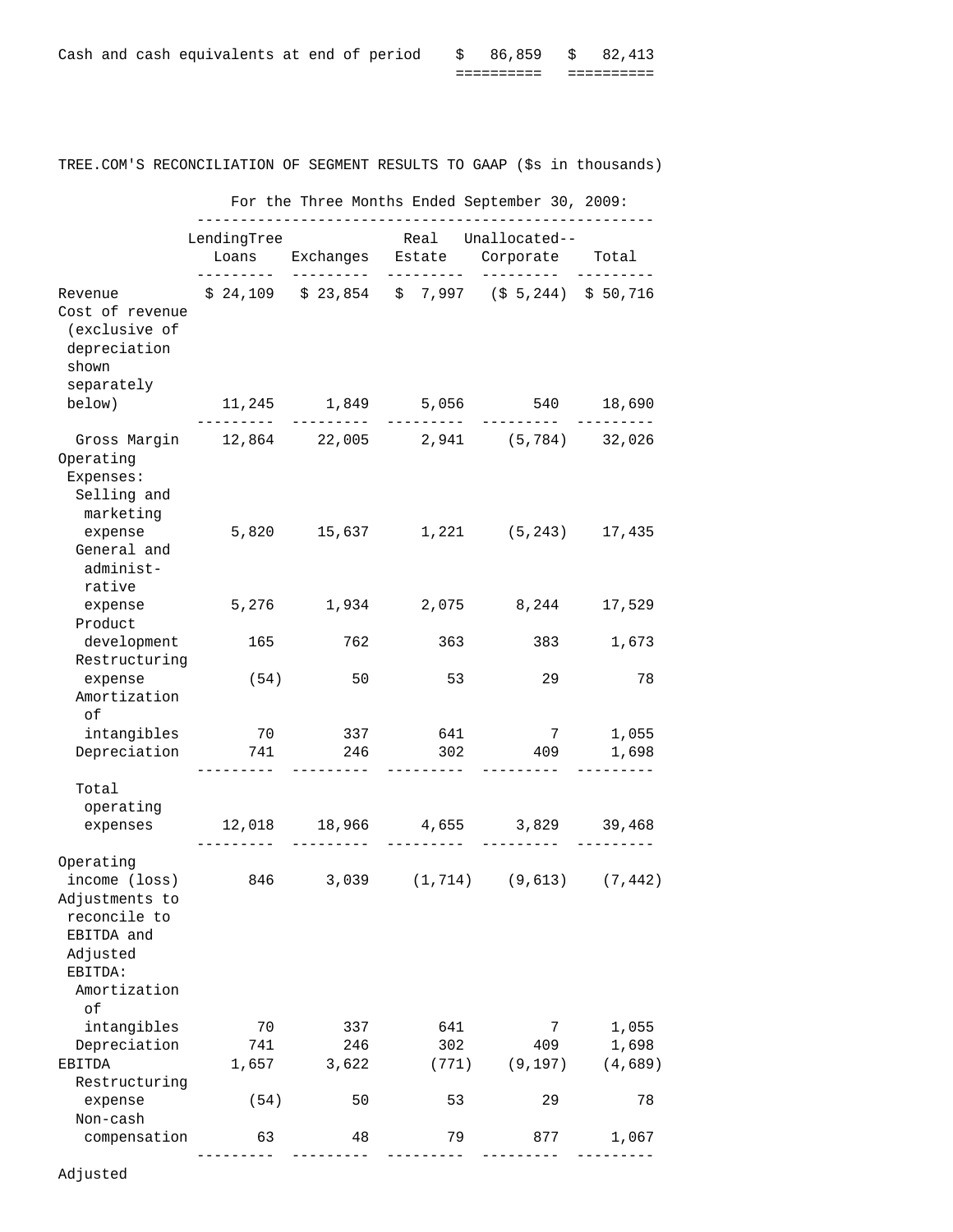| | | |
|---|---|---|
| Cash and cash equivalents at end of period | $ 86,859 | $ 82,413 |

TREE.COM'S RECONCILIATION OF SEGMENT RESULTS TO GAAP ($s in thousands)

For the Three Months Ended September 30, 2009:

| | LendingTree Loans | Exchanges | Real Estate | Unallocated-- Corporate | Total |
|---|---|---|---|---|---|
| Revenue | $ 24,109 | $ 23,854 | $ 7,997 | ($ 5,244) | $ 50,716 |
| Cost of revenue (exclusive of depreciation shown separately below) | 11,245 | 1,849 | 5,056 | 540 | 18,690 |
| Gross Margin | 12,864 | 22,005 | 2,941 | (5,784) | 32,026 |
| Operating Expenses: | | | | | |
| Selling and marketing expense | 5,820 | 15,637 | 1,221 | (5,243) | 17,435 |
| General and administrative expense | 5,276 | 1,934 | 2,075 | 8,244 | 17,529 |
| Product development | 165 | 762 | 363 | 383 | 1,673 |
| Restructuring expense | (54) | 50 | 53 | 29 | 78 |
| Amortization of intangibles | 70 | 337 | 641 | 7 | 1,055 |
| Depreciation | 741 | 246 | 302 | 409 | 1,698 |
| Total operating expenses | 12,018 | 18,966 | 4,655 | 3,829 | 39,468 |
| Operating income (loss) | 846 | 3,039 | (1,714) | (9,613) | (7,442) |
| Adjustments to reconcile to EBITDA and Adjusted EBITDA: | | | | | |
| Amortization of intangibles | 70 | 337 | 641 | 7 | 1,055 |
| Depreciation | 741 | 246 | 302 | 409 | 1,698 |
| EBITDA | 1,657 | 3,622 | (771) | (9,197) | (4,689) |
| Restructuring expense | (54) | 50 | 53 | 29 | 78 |
| Non-cash compensation | 63 | 48 | 79 | 877 | 1,067 |
| Adjusted | | | | | |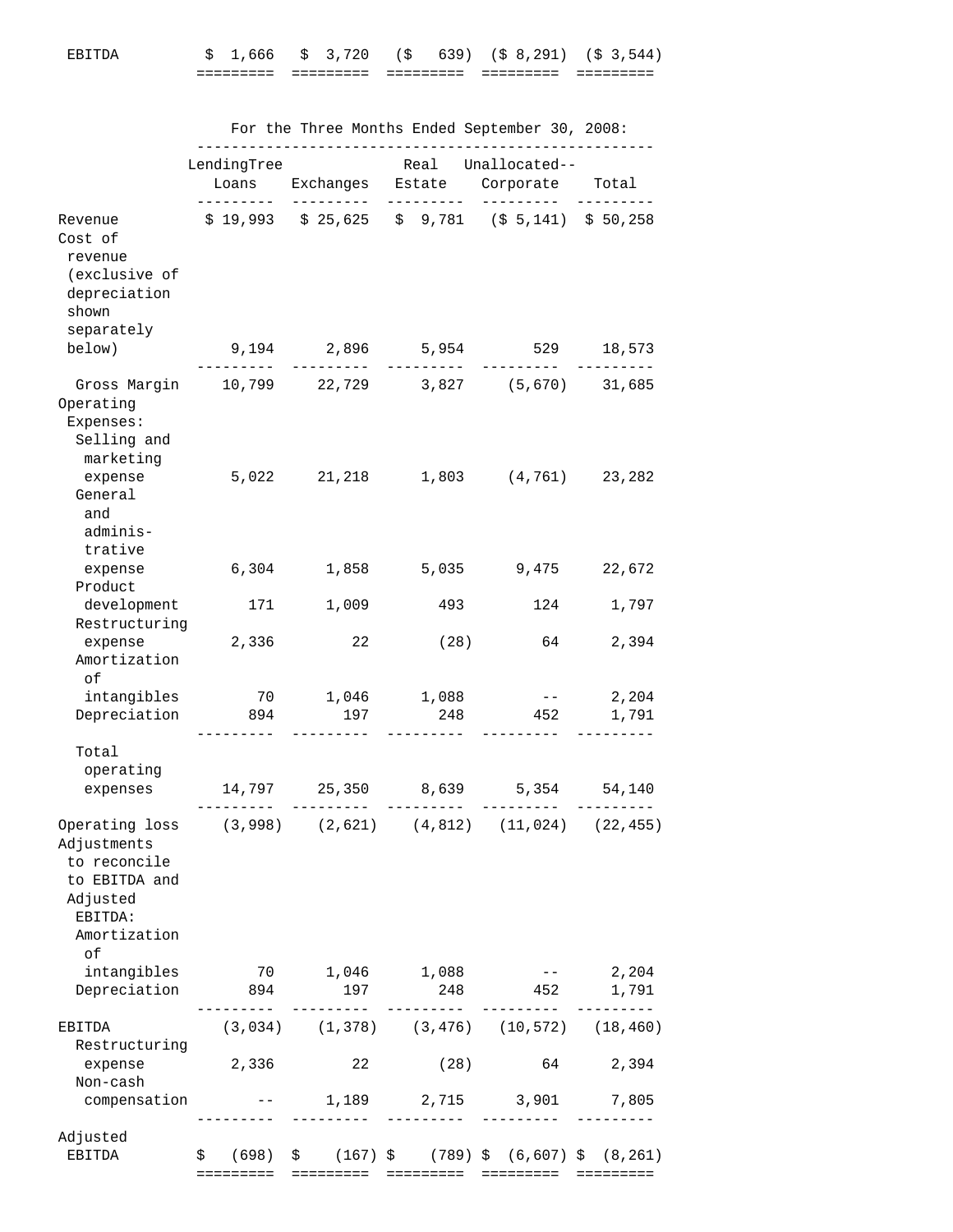| EBITDA | $ 1,666 | $ 3,720 | ($ 639) | ($ 8,291) | ($ 3,544) |
|---|---|---|---|---|---|

For the Three Months Ended September 30, 2008:

| | LendingTree Loans | Exchanges | Real Estate | Unallocated-- Corporate | Total |
|---|---|---|---|---|---|
| Revenue | $ 19,993 | $ 25,625 | $ 9,781 | ($ 5,141) | $ 50,258 |
| Cost of revenue (exclusive of depreciation shown separately below) | 9,194 | 2,896 | 5,954 | 529 | 18,573 |
| Gross Margin | 10,799 | 22,729 | 3,827 | (5,670) | 31,685 |
| Operating Expenses: | | | | | |
| Selling and marketing expense | 5,022 | 21,218 | 1,803 | (4,761) | 23,282 |
| General and administrative expense | 6,304 | 1,858 | 5,035 | 9,475 | 22,672 |
| Product development | 171 | 1,009 | 493 | 124 | 1,797 |
| Restructuring expense | 2,336 | 22 | (28) | 64 | 2,394 |
| Amortization of intangibles | 70 | 1,046 | 1,088 | -- | 2,204 |
| Depreciation | 894 | 197 | 248 | 452 | 1,791 |
| Total operating expenses | 14,797 | 25,350 | 8,639 | 5,354 | 54,140 |
| Operating loss | (3,998) | (2,621) | (4,812) | (11,024) | (22,455) |
| Adjustments to reconcile to EBITDA and Adjusted EBITDA: | | | | | |
| Amortization of intangibles | 70 | 1,046 | 1,088 | -- | 2,204 |
| Depreciation | 894 | 197 | 248 | 452 | 1,791 |
| EBITDA | (3,034) | (1,378) | (3,476) | (10,572) | (18,460) |
| Restructuring expense | 2,336 | 22 | (28) | 64 | 2,394 |
| Non-cash compensation | -- | 1,189 | 2,715 | 3,901 | 7,805 |
| Adjusted EBITDA | $ (698) | $ (167) | $ (789) | $ (6,607) | $ (8,261) |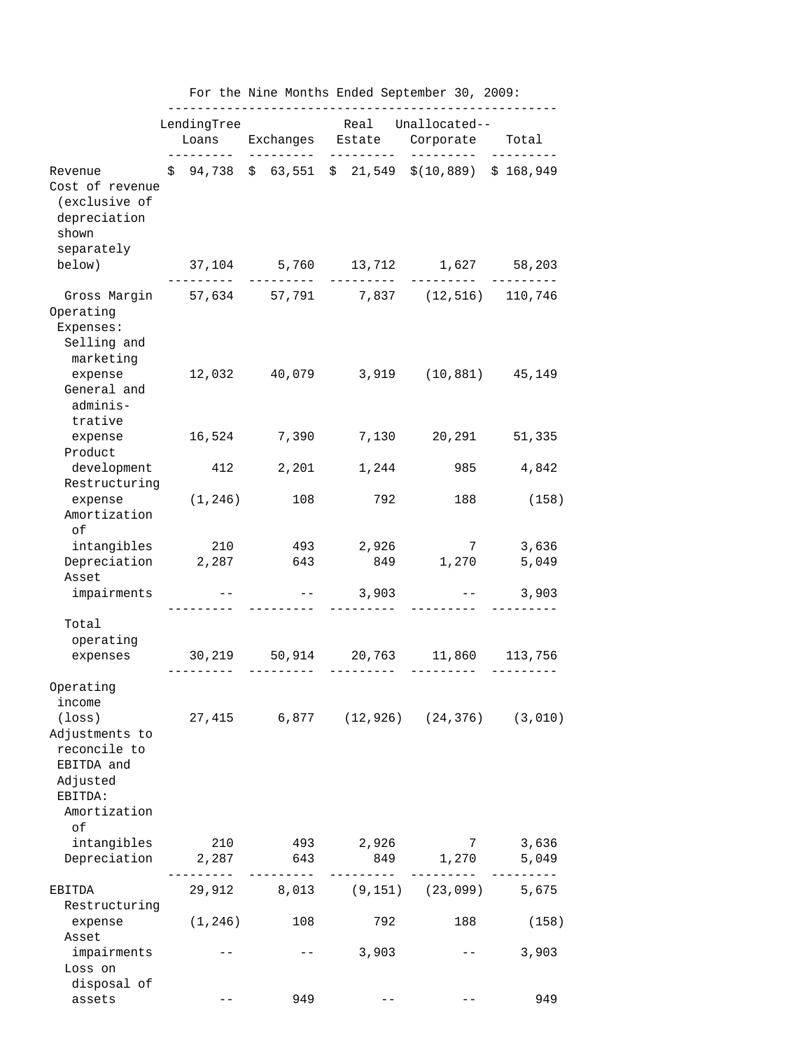For the Nine Months Ended September 30, 2009:

| | LendingTree Loans | Exchanges | Real Estate | Unallocated-- Corporate | Total |
|---|---|---|---|---|---|
| Revenue | $ 94,738 | $ 63,551 | $ 21,549 | $(10,889) | $ 168,949 |
| Cost of revenue (exclusive of depreciation shown separately below) | 37,104 | 5,760 | 13,712 | 1,627 | 58,203 |
| Gross Margin | 57,634 | 57,791 | 7,837 | (12,516) | 110,746 |
| Operating Expenses: | | | | | |
| Selling and marketing expense | 12,032 | 40,079 | 3,919 | (10,881) | 45,149 |
| General and administrative expense | 16,524 | 7,390 | 7,130 | 20,291 | 51,335 |
| Product development | 412 | 2,201 | 1,244 | 985 | 4,842 |
| Restructuring expense | (1,246) | 108 | 792 | 188 | (158) |
| Amortization of intangibles | 210 | 493 | 2,926 | 7 | 3,636 |
| Depreciation | 2,287 | 643 | 849 | 1,270 | 5,049 |
| Asset impairments | -- | -- | 3,903 | -- | 3,903 |
| Total operating expenses | 30,219 | 50,914 | 20,763 | 11,860 | 113,756 |
| Operating income (loss) | 27,415 | 6,877 | (12,926) | (24,376) | (3,010) |
| Adjustments to reconcile to EBITDA and Adjusted EBITDA: | | | | | |
| Amortization of intangibles | 210 | 493 | 2,926 | 7 | 3,636 |
| Depreciation | 2,287 | 643 | 849 | 1,270 | 5,049 |
| EBITDA | 29,912 | 8,013 | (9,151) | (23,099) | 5,675 |
| Restructuring expense | (1,246) | 108 | 792 | 188 | (158) |
| Asset impairments | -- | -- | 3,903 | -- | 3,903 |
| Loss on disposal of assets | -- | 949 | -- | -- | 949 |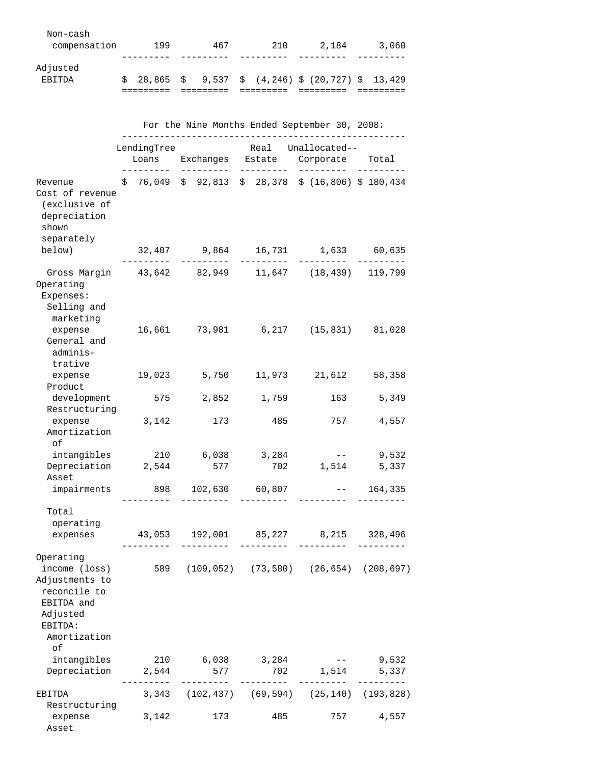| | | | | | |
|---|---|---|---|---|---|
| Non-cash compensation | 199 | 467 | 210 | 2,184 | 3,060 |
| Adjusted EBITDA | $ 28,865 | $ 9,537 | $ (4,246) | $ (20,727) | $ 13,429 |

For the Nine Months Ended September 30, 2008:

| | LendingTree Loans | Exchanges | Real Estate | Unallocated-- Corporate | Total |
|---|---|---|---|---|---|
| Revenue | $ 76,049 | $ 92,813 | $ 28,378 | $ (16,806) | $ 180,434 |
| Cost of revenue (exclusive of depreciation shown separately below) | 32,407 | 9,864 | 16,731 | 1,633 | 60,635 |
| Gross Margin | 43,642 | 82,949 | 11,647 | (18,439) | 119,799 |
| Operating Expenses: | | | | | |
| Selling and marketing expense | 16,661 | 73,981 | 6,217 | (15,831) | 81,028 |
| General and administrative expense | 19,023 | 5,750 | 11,973 | 21,612 | 58,358 |
| Product development | 575 | 2,852 | 1,759 | 163 | 5,349 |
| Restructuring expense | 3,142 | 173 | 485 | 757 | 4,557 |
| Amortization of intangibles | 210 | 6,038 | 3,284 | -- | 9,532 |
| Depreciation | 2,544 | 577 | 702 | 1,514 | 5,337 |
| Asset impairments | 898 | 102,630 | 60,807 | -- | 164,335 |
| Total operating expenses | 43,053 | 192,001 | 85,227 | 8,215 | 328,496 |
| Operating income (loss) | 589 | (109,052) | (73,580) | (26,654) | (208,697) |
| Adjustments to reconcile to EBITDA and Adjusted EBITDA: | | | | | |
| Amortization of intangibles | 210 | 6,038 | 3,284 | -- | 9,532 |
| Depreciation | 2,544 | 577 | 702 | 1,514 | 5,337 |
| EBITDA | 3,343 | (102,437) | (69,594) | (25,140) | (193,828) |
| Restructuring expense | 3,142 | 173 | 485 | 757 | 4,557 |
| Asset | | | | | |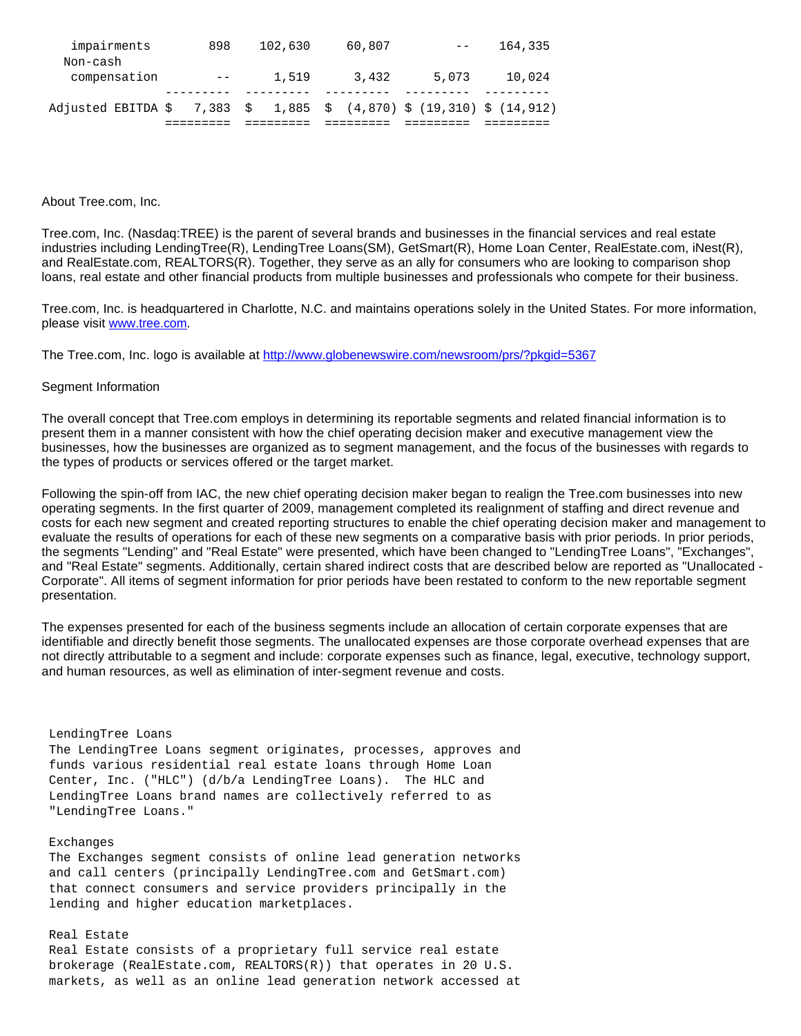| | | | | | |
|---|---|---|---|---|---|
| impairments | 898 | 102,630 | 60,807 | -- | 164,335 |
| Non-cash compensation | -- | 1,519 | 3,432 | 5,073 | 10,024 |
| Adjusted EBITDA | $ 7,383 | $ 1,885 | $ (4,870) | $ (19,310) | $ (14,912) |

About Tree.com, Inc.

Tree.com, Inc. (Nasdaq:TREE) is the parent of several brands and businesses in the financial services and real estate industries including LendingTree(R), LendingTree Loans(SM), GetSmart(R), Home Loan Center, RealEstate.com, iNest(R), and RealEstate.com, REALTORS(R). Together, they serve as an ally for consumers who are looking to comparison shop loans, real estate and other financial products from multiple businesses and professionals who compete for their business.

Tree.com, Inc. is headquartered in Charlotte, N.C. and maintains operations solely in the United States. For more information, please visit www.tree.com.

The Tree.com, Inc. logo is available at http://www.globenewswire.com/newsroom/prs/?pkgid=5367

Segment Information

The overall concept that Tree.com employs in determining its reportable segments and related financial information is to present them in a manner consistent with how the chief operating decision maker and executive management view the businesses, how the businesses are organized as to segment management, and the focus of the businesses with regards to the types of products or services offered or the target market.

Following the spin-off from IAC, the new chief operating decision maker began to realign the Tree.com businesses into new operating segments. In the first quarter of 2009, management completed its realignment of staffing and direct revenue and costs for each new segment and created reporting structures to enable the chief operating decision maker and management to evaluate the results of operations for each of these new segments on a comparative basis with prior periods. In prior periods, the segments "Lending" and "Real Estate" were presented, which have been changed to "LendingTree Loans", "Exchanges", and "Real Estate" segments. Additionally, certain shared indirect costs that are described below are reported as "Unallocated - Corporate". All items of segment information for prior periods have been restated to conform to the new reportable segment presentation.

The expenses presented for each of the business segments include an allocation of certain corporate expenses that are identifiable and directly benefit those segments. The unallocated expenses are those corporate overhead expenses that are not directly attributable to a segment and include: corporate expenses such as finance, legal, executive, technology support, and human resources, as well as elimination of inter-segment revenue and costs.

LendingTree Loans
The LendingTree Loans segment originates, processes, approves and funds various residential real estate loans through Home Loan Center, Inc. ("HLC") (d/b/a LendingTree Loans). The HLC and LendingTree Loans brand names are collectively referred to as "LendingTree Loans."

Exchanges
The Exchanges segment consists of online lead generation networks and call centers (principally LendingTree.com and GetSmart.com) that connect consumers and service providers principally in the lending and higher education marketplaces.

Real Estate
Real Estate consists of a proprietary full service real estate brokerage (RealEstate.com, REALTORS(R)) that operates in 20 U.S. markets, as well as an online lead generation network accessed at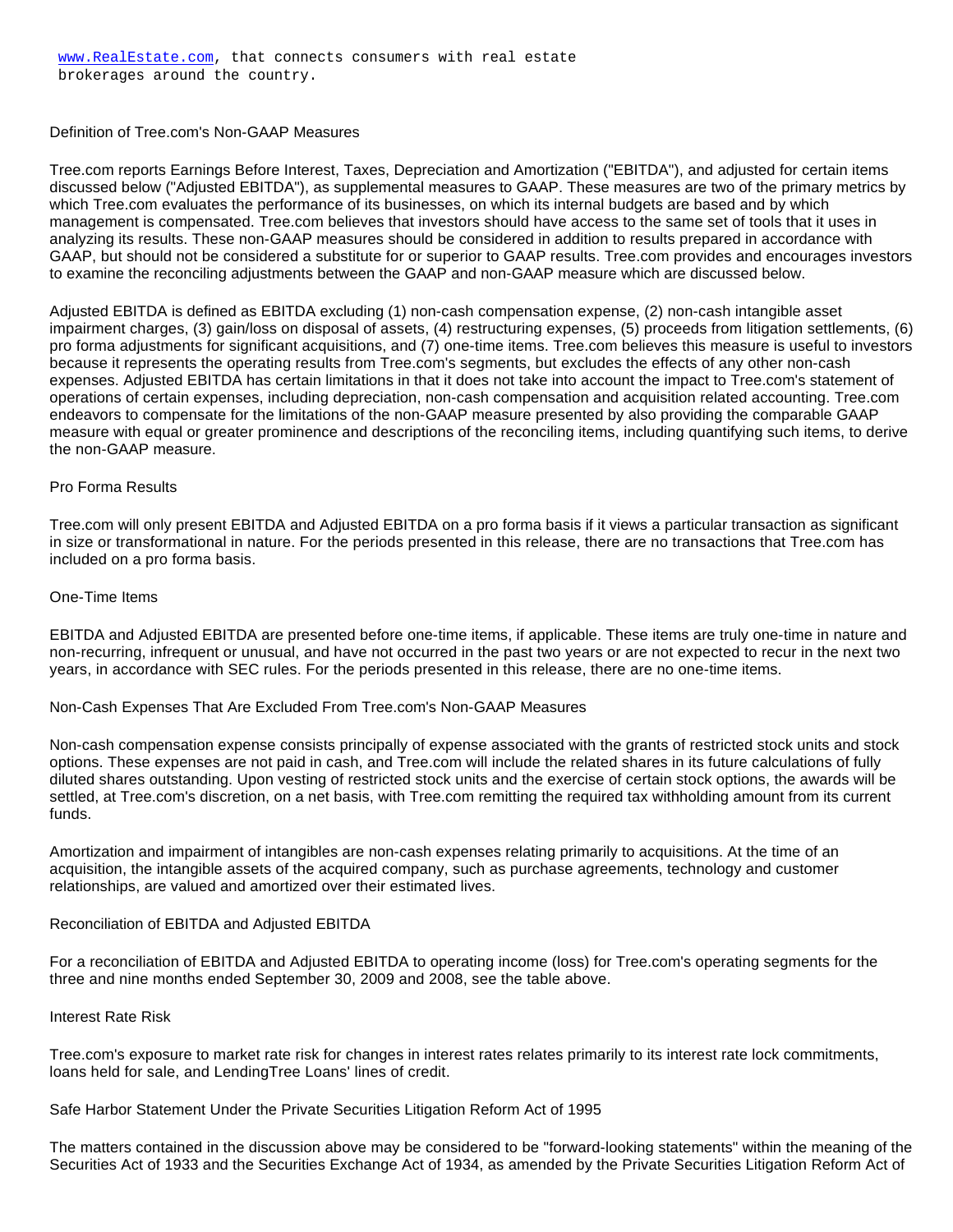www.RealEstate.com, that connects consumers with real estate brokerages around the country.

Definition of Tree.com's Non-GAAP Measures

Tree.com reports Earnings Before Interest, Taxes, Depreciation and Amortization ("EBITDA"), and adjusted for certain items discussed below ("Adjusted EBITDA"), as supplemental measures to GAAP. These measures are two of the primary metrics by which Tree.com evaluates the performance of its businesses, on which its internal budgets are based and by which management is compensated. Tree.com believes that investors should have access to the same set of tools that it uses in analyzing its results. These non-GAAP measures should be considered in addition to results prepared in accordance with GAAP, but should not be considered a substitute for or superior to GAAP results. Tree.com provides and encourages investors to examine the reconciling adjustments between the GAAP and non-GAAP measure which are discussed below.

Adjusted EBITDA is defined as EBITDA excluding (1) non-cash compensation expense, (2) non-cash intangible asset impairment charges, (3) gain/loss on disposal of assets, (4) restructuring expenses, (5) proceeds from litigation settlements, (6) pro forma adjustments for significant acquisitions, and (7) one-time items. Tree.com believes this measure is useful to investors because it represents the operating results from Tree.com's segments, but excludes the effects of any other non-cash expenses. Adjusted EBITDA has certain limitations in that it does not take into account the impact to Tree.com's statement of operations of certain expenses, including depreciation, non-cash compensation and acquisition related accounting. Tree.com endeavors to compensate for the limitations of the non-GAAP measure presented by also providing the comparable GAAP measure with equal or greater prominence and descriptions of the reconciling items, including quantifying such items, to derive the non-GAAP measure.

Pro Forma Results

Tree.com will only present EBITDA and Adjusted EBITDA on a pro forma basis if it views a particular transaction as significant in size or transformational in nature. For the periods presented in this release, there are no transactions that Tree.com has included on a pro forma basis.

One-Time Items

EBITDA and Adjusted EBITDA are presented before one-time items, if applicable. These items are truly one-time in nature and non-recurring, infrequent or unusual, and have not occurred in the past two years or are not expected to recur in the next two years, in accordance with SEC rules. For the periods presented in this release, there are no one-time items.

Non-Cash Expenses That Are Excluded From Tree.com's Non-GAAP Measures

Non-cash compensation expense consists principally of expense associated with the grants of restricted stock units and stock options. These expenses are not paid in cash, and Tree.com will include the related shares in its future calculations of fully diluted shares outstanding. Upon vesting of restricted stock units and the exercise of certain stock options, the awards will be settled, at Tree.com's discretion, on a net basis, with Tree.com remitting the required tax withholding amount from its current funds.

Amortization and impairment of intangibles are non-cash expenses relating primarily to acquisitions. At the time of an acquisition, the intangible assets of the acquired company, such as purchase agreements, technology and customer relationships, are valued and amortized over their estimated lives.

Reconciliation of EBITDA and Adjusted EBITDA

For a reconciliation of EBITDA and Adjusted EBITDA to operating income (loss) for Tree.com's operating segments for the three and nine months ended September 30, 2009 and 2008, see the table above.

Interest Rate Risk

Tree.com's exposure to market rate risk for changes in interest rates relates primarily to its interest rate lock commitments, loans held for sale, and LendingTree Loans' lines of credit.

Safe Harbor Statement Under the Private Securities Litigation Reform Act of 1995

The matters contained in the discussion above may be considered to be "forward-looking statements" within the meaning of the Securities Act of 1933 and the Securities Exchange Act of 1934, as amended by the Private Securities Litigation Reform Act of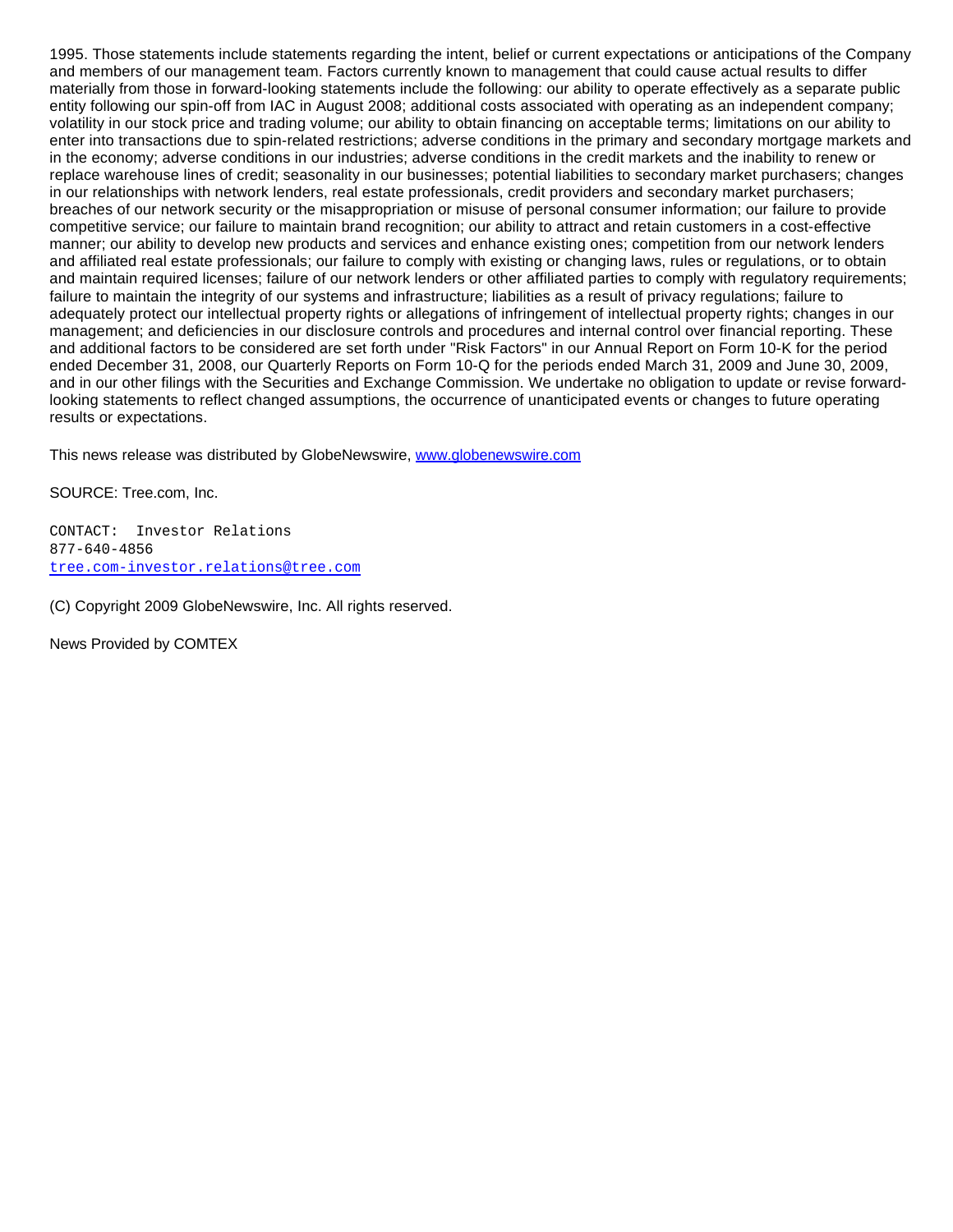1995. Those statements include statements regarding the intent, belief or current expectations or anticipations of the Company and members of our management team. Factors currently known to management that could cause actual results to differ materially from those in forward-looking statements include the following: our ability to operate effectively as a separate public entity following our spin-off from IAC in August 2008; additional costs associated with operating as an independent company; volatility in our stock price and trading volume; our ability to obtain financing on acceptable terms; limitations on our ability to enter into transactions due to spin-related restrictions; adverse conditions in the primary and secondary mortgage markets and in the economy; adverse conditions in our industries; adverse conditions in the credit markets and the inability to renew or replace warehouse lines of credit; seasonality in our businesses; potential liabilities to secondary market purchasers; changes in our relationships with network lenders, real estate professionals, credit providers and secondary market purchasers; breaches of our network security or the misappropriation or misuse of personal consumer information; our failure to provide competitive service; our failure to maintain brand recognition; our ability to attract and retain customers in a cost-effective manner; our ability to develop new products and services and enhance existing ones; competition from our network lenders and affiliated real estate professionals; our failure to comply with existing or changing laws, rules or regulations, or to obtain and maintain required licenses; failure of our network lenders or other affiliated parties to comply with regulatory requirements; failure to maintain the integrity of our systems and infrastructure; liabilities as a result of privacy regulations; failure to adequately protect our intellectual property rights or allegations of infringement of intellectual property rights; changes in our management; and deficiencies in our disclosure controls and procedures and internal control over financial reporting. These and additional factors to be considered are set forth under "Risk Factors" in our Annual Report on Form 10-K for the period ended December 31, 2008, our Quarterly Reports on Form 10-Q for the periods ended March 31, 2009 and June 30, 2009, and in our other filings with the Securities and Exchange Commission. We undertake no obligation to update or revise forward-looking statements to reflect changed assumptions, the occurrence of unanticipated events or changes to future operating results or expectations.

This news release was distributed by GlobeNewswire, www.globenewswire.com

SOURCE: Tree.com, Inc.

CONTACT: Investor Relations
877-640-4856
tree.com-investor.relations@tree.com

(C) Copyright 2009 GlobeNewswire, Inc. All rights reserved.

News Provided by COMTEX